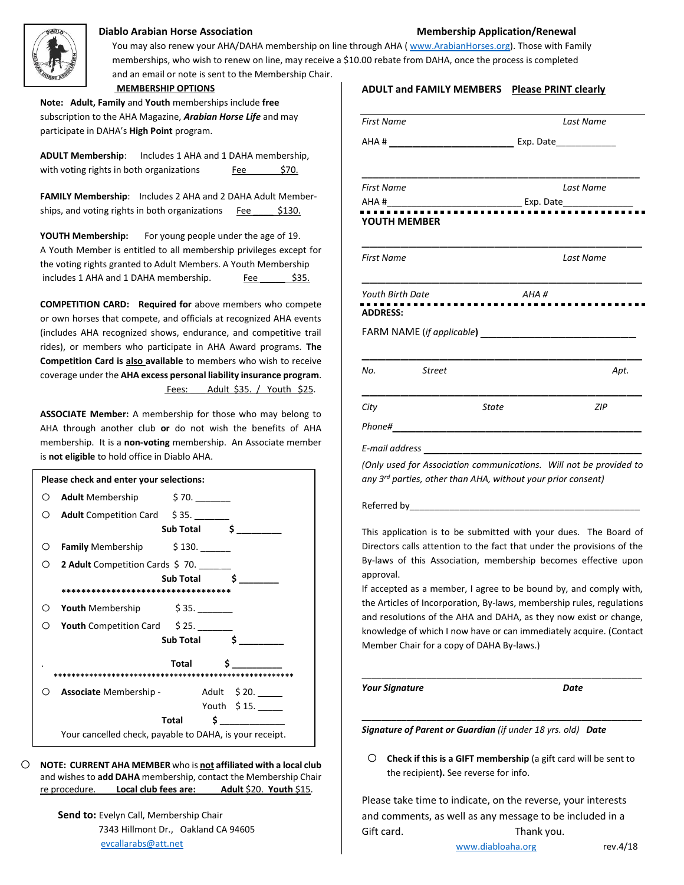# Diablo Arabian Horse Association

## Membership Application/Renewal

You may also renew your AHA/DAHA membership on line through AHA ( www.ArabianHorses.org). Those with Family memberships, who wish to renew on line, may receive a $10.00 rebate from DAHA, once the process is completed and an email or note is sent to the Membership Chair.

### MEMBERSHIP OPTIONS

**Note: Adult, Family** and **Youth** memberships include **free** subscription to the AHA Magazine, ***Arabian Horse Life*** and may participate in DAHA's **High Point** program.

**ADULT Membership**: Includes 1 AHA and 1 DAHA membership, with voting rights in both organizations Fee $70.

**FAMILY Membership**: Includes 2 AHA and 2 DAHA Adult Memberships, and voting rights in both organizations Fee ____ $130.

**YOUTH Membership:** For young people under the age of 19. A Youth Member is entitled to all membership privileges except for the voting rights granted to Adult Members. A Youth Membership includes 1 AHA and 1 DAHA membership. Fee _____ $35.

**COMPETITION CARD: Required for** above members who compete or own horses that compete, and officials at recognized AHA events (includes AHA recognized shows, endurance, and competitive trail rides), or members who participate in AHA Award programs. **The Competition Card is also available** to members who wish to receive coverage under the **AHA excess personal liability insurance program**.
Fees: Adult $35. / Youth $25.

**ASSOCIATE Member:** A membership for those who may belong to AHA through another club **or** do not wish the benefits of AHA membership. It is a **non-voting** membership. An Associate member is **not eligible** to hold office in Diablo AHA.

**Please check and enter your selections:**

- ○ **Adult** Membership $ 70. _______
- ○ **Adult** Competition Card $ 35. _______
  - Sub Total $ _________
- ○ **Family** Membership $ 130. ______
- ○ **2 Adult** Competition Cards $ 70. _______
  - Sub Total $ ________

**********************************

- ○ **Youth** Membership $ 35. _______
- ○ **Youth** Competition Card $ 25. _______
  - Sub Total $ _________

Total $ _________

******************************************************

- ○ **Associate** Membership - Adult $ 20. _____ Youth $ 15. _____
  - Total $ _____________

Your cancelled check, payable to DAHA, is your receipt.

○ **NOTE: CURRENT AHA MEMBER** who is **not affiliated with a local club** and wishes to **add DAHA** membership, contact the Membership Chair re procedure. **Local club fees are: Adult** $20. **Youth** $15.

**Send to:** Evelyn Call, Membership Chair
7343 Hillmont Dr., Oakland CA 94605
evcallarabs@att.net

### ADULT and FAMILY MEMBERS Please PRINT clearly

*First Name* *Last Name*

AHA # ________________________ Exp. Date____________

_______________________________________________________

*First Name* *Last Name*

AHA #___________________________ Exp. Date______________

### YOUTH MEMBER

_______________________________________________________

*First Name* *Last Name*

_______________________________________________________

*Youth Birth Date* *AHA #*

### ADDRESS:

FARM NAME (*if applicable*) ______________________________

_______________________________________________________

*No.* *Street* *Apt.*

_______________________________________________________

*City* *State* *ZIP*

*Phone#*_________________________________________________

*E-mail address* _________________________________________

*(Only used for Association communications. Will not be provided to any 3rd parties, other than AHA, without your prior consent)*

Referred by_______________________________________________

This application is to be submitted with your dues. The Board of Directors calls attention to the fact that under the provisions of the By-laws of this Association, membership becomes effective upon approval.

If accepted as a member, I agree to be bound by, and comply with, the Articles of Incorporation, By-laws, membership rules, regulations and resolutions of the AHA and DAHA, as they now exist or change, knowledge of which I now have or can immediately acquire. (Contact Member Chair for a copy of DAHA By-laws.)

_______________________________________________________

***Your Signature*** ***Date***

_______________________________________________________

***Signature of Parent or Guardian*** *(if under 18 yrs. old)* ***Date***

○ **Check if this is a GIFT membership** (a gift card will be sent to the recipient**)**. See reverse for info.

Please take time to indicate, on the reverse, your interests and comments, as well as any message to be included in a Gift card. Thank you.

www.diabloaha.org rev.4/18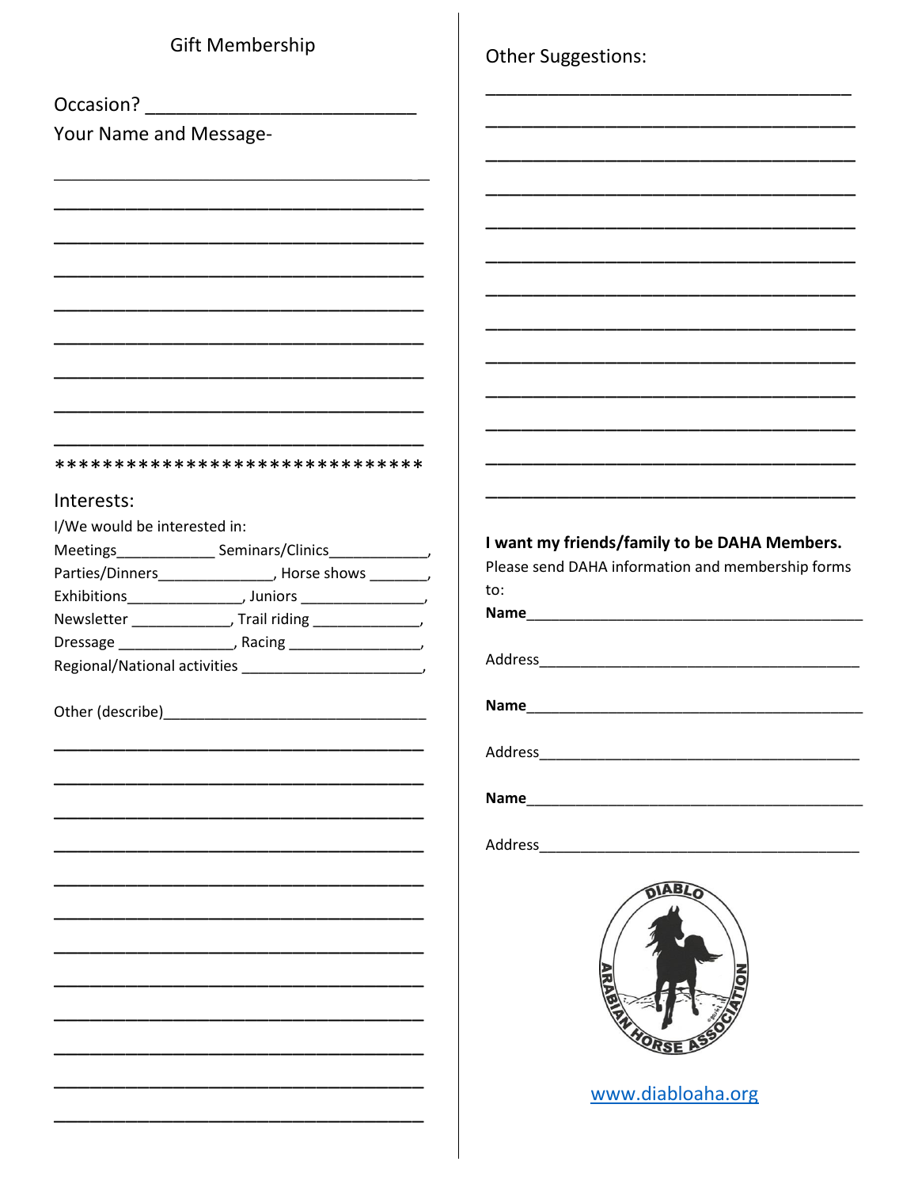## Gift Membership

Occasion? ___________________________

Your Name and Message-

_______________________________________

_______________________________________

_______________________________________

_______________________________________

_______________________________________

_______________________________________

_______________________________________

_______________________________________

_______________________________________

******************************

Interests:

I/We would be interested in:

Meetings____________ Seminars/Clinics____________,
Parties/Dinners______________, Horse shows _______,
Exhibitions______________, Juniors _______________,
Newsletter ____________, Trail riding _____________,
Dressage ______________, Racing ________________,
Regional/National activities ______________________,

Other (describe)________________________________

_______________________________________

_______________________________________

_______________________________________

_______________________________________

_______________________________________

_______________________________________

_______________________________________

_______________________________________

_______________________________________

_______________________________________

_______________________________________

_______________________________________

Other Suggestions:

_______________________________________

_______________________________________

_______________________________________

_______________________________________

_______________________________________

_______________________________________

_______________________________________

_______________________________________

_______________________________________

_______________________________________

_______________________________________

_______________________________________

_______________________________________

**I want my friends/family to be DAHA Members.**

Please send DAHA information and membership forms to:

**Name**__________________________________________

Address________________________________________

**Name**__________________________________________

Address________________________________________

**Name**__________________________________________

Address________________________________________

DIABLO ARABIAN HORSE ASSOCIATION

www.diabloaha.org